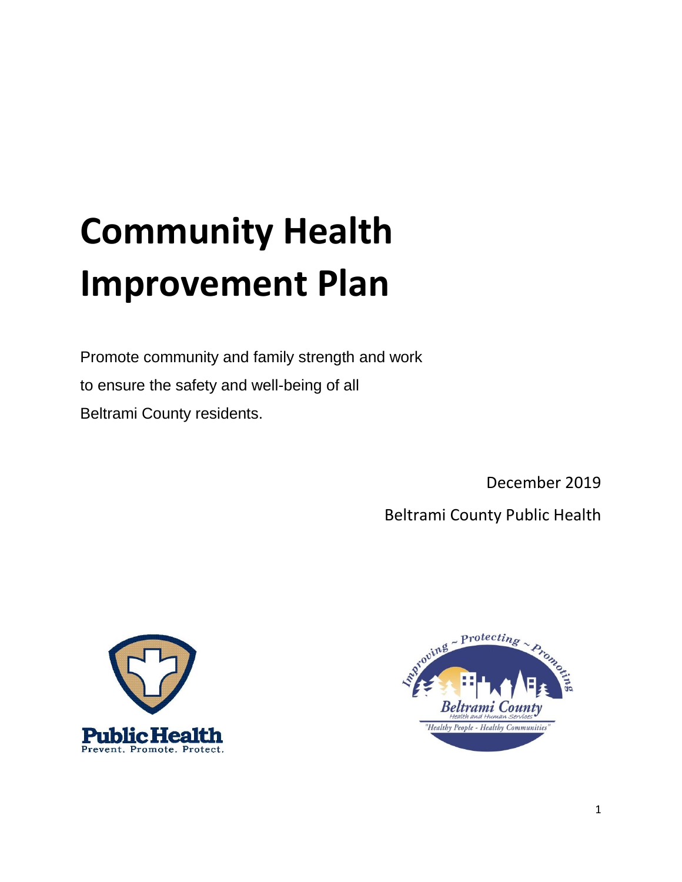# Community Health Improvement Plan

Promote community and family strength and work to ensure the safety and well-being of all Beltrami County residents.

December 2019

Beltrami County Public Health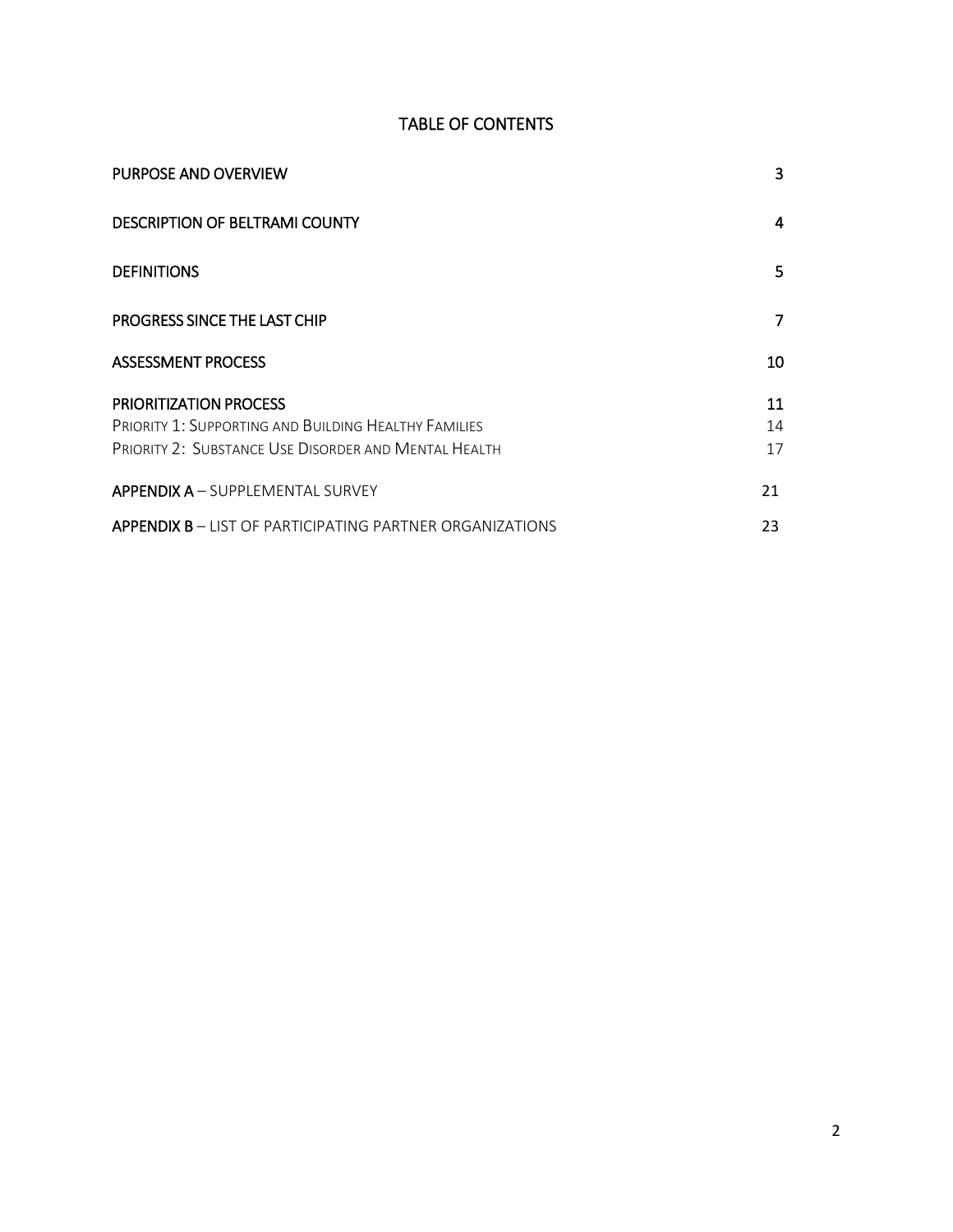# TABLE OF CONTENTS

| | |
|---|---|
| PURPOSE AND OVERVIEW | 3 |
| DESCRIPTION OF BELTRAMI COUNTY | 4 |
| DEFINITIONS | 5 |
| PROGRESS SINCE THE LAST CHIP | 7 |
| ASSESSMENT PROCESS | 10 |
| PRIORITIZATION PROCESS | 11 |
| PRIORITY 1: SUPPORTING AND BUILDING HEALTHY FAMILIES | 14 |
| PRIORITY 2: SUBSTANCE USE DISORDER AND MENTAL HEALTH | 17 |
| **APPENDIX A** – SUPPLEMENTAL SURVEY | 21 |
| **APPENDIX B** – LIST OF PARTICIPATING PARTNER ORGANIZATIONS | 23 |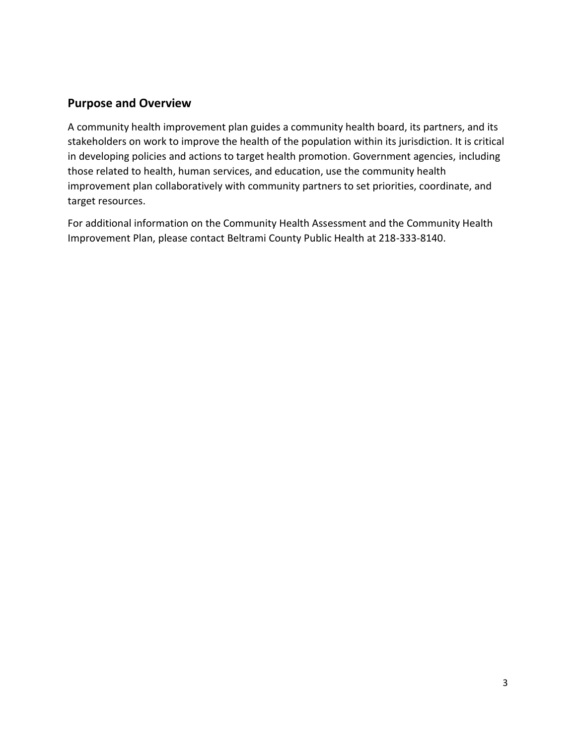## Purpose and Overview

A community health improvement plan guides a community health board, its partners, and its stakeholders on work to improve the health of the population within its jurisdiction. It is critical in developing policies and actions to target health promotion. Government agencies, including those related to health, human services, and education, use the community health improvement plan collaboratively with community partners to set priorities, coordinate, and target resources.

For additional information on the Community Health Assessment and the Community Health Improvement Plan, please contact Beltrami County Public Health at 218-333-8140.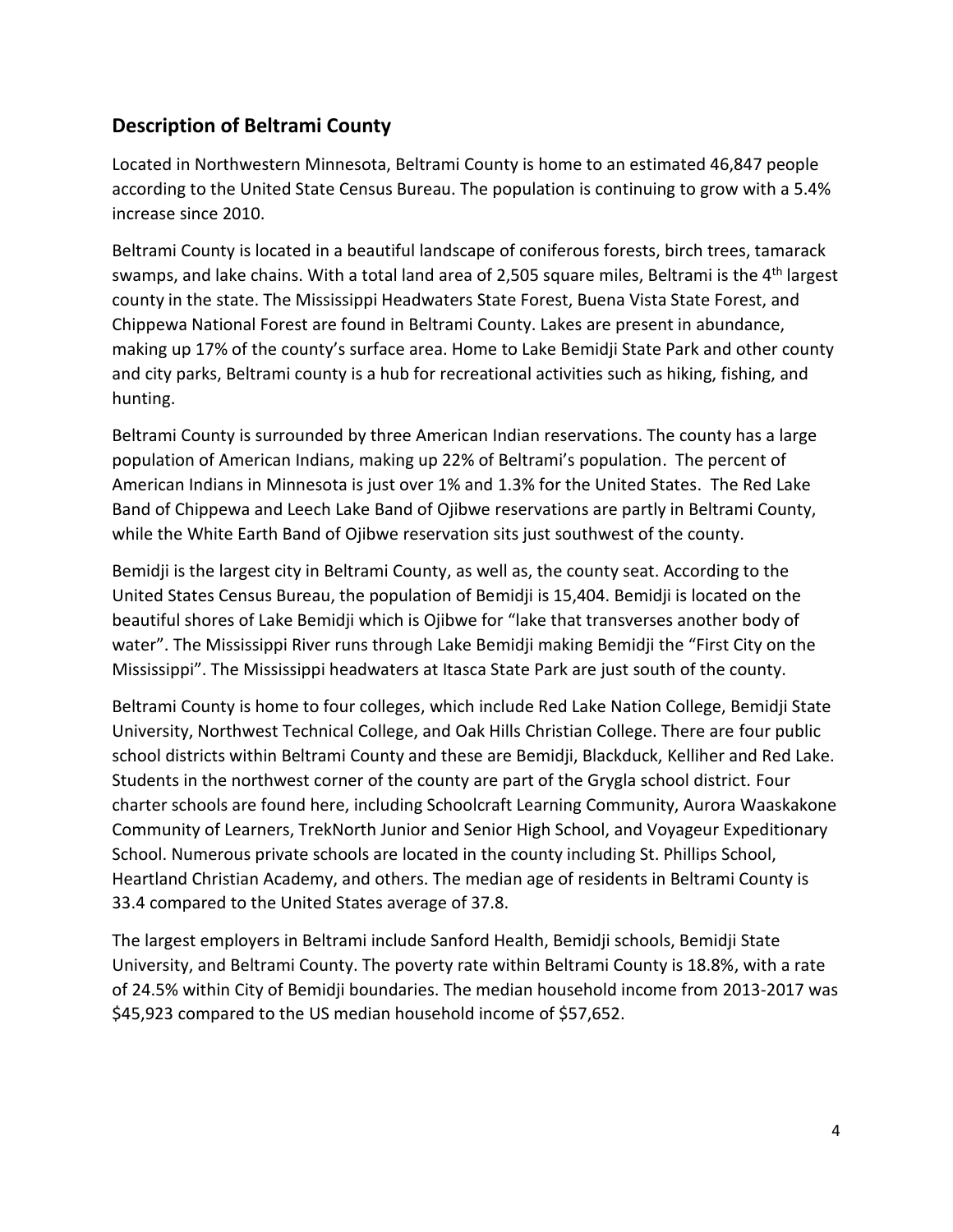## Description of Beltrami County

Located in Northwestern Minnesota, Beltrami County is home to an estimated 46,847 people according to the United State Census Bureau. The population is continuing to grow with a 5.4% increase since 2010.

Beltrami County is located in a beautiful landscape of coniferous forests, birch trees, tamarack swamps, and lake chains. With a total land area of 2,505 square miles, Beltrami is the 4th largest county in the state. The Mississippi Headwaters State Forest, Buena Vista State Forest, and Chippewa National Forest are found in Beltrami County. Lakes are present in abundance, making up 17% of the county's surface area. Home to Lake Bemidji State Park and other county and city parks, Beltrami county is a hub for recreational activities such as hiking, fishing, and hunting.

Beltrami County is surrounded by three American Indian reservations. The county has a large population of American Indians, making up 22% of Beltrami's population. The percent of American Indians in Minnesota is just over 1% and 1.3% for the United States. The Red Lake Band of Chippewa and Leech Lake Band of Ojibwe reservations are partly in Beltrami County, while the White Earth Band of Ojibwe reservation sits just southwest of the county.

Bemidji is the largest city in Beltrami County, as well as, the county seat. According to the United States Census Bureau, the population of Bemidji is 15,404. Bemidji is located on the beautiful shores of Lake Bemidji which is Ojibwe for "lake that transverses another body of water". The Mississippi River runs through Lake Bemidji making Bemidji the "First City on the Mississippi". The Mississippi headwaters at Itasca State Park are just south of the county.

Beltrami County is home to four colleges, which include Red Lake Nation College, Bemidji State University, Northwest Technical College, and Oak Hills Christian College. There are four public school districts within Beltrami County and these are Bemidji, Blackduck, Kelliher and Red Lake. Students in the northwest corner of the county are part of the Grygla school district. Four charter schools are found here, including Schoolcraft Learning Community, Aurora Waaskakone Community of Learners, TrekNorth Junior and Senior High School, and Voyageur Expeditionary School. Numerous private schools are located in the county including St. Phillips School, Heartland Christian Academy, and others. The median age of residents in Beltrami County is 33.4 compared to the United States average of 37.8.

The largest employers in Beltrami include Sanford Health, Bemidji schools, Bemidji State University, and Beltrami County. The poverty rate within Beltrami County is 18.8%, with a rate of 24.5% within City of Bemidji boundaries. The median household income from 2013-2017 was $45,923 compared to the US median household income of $57,652.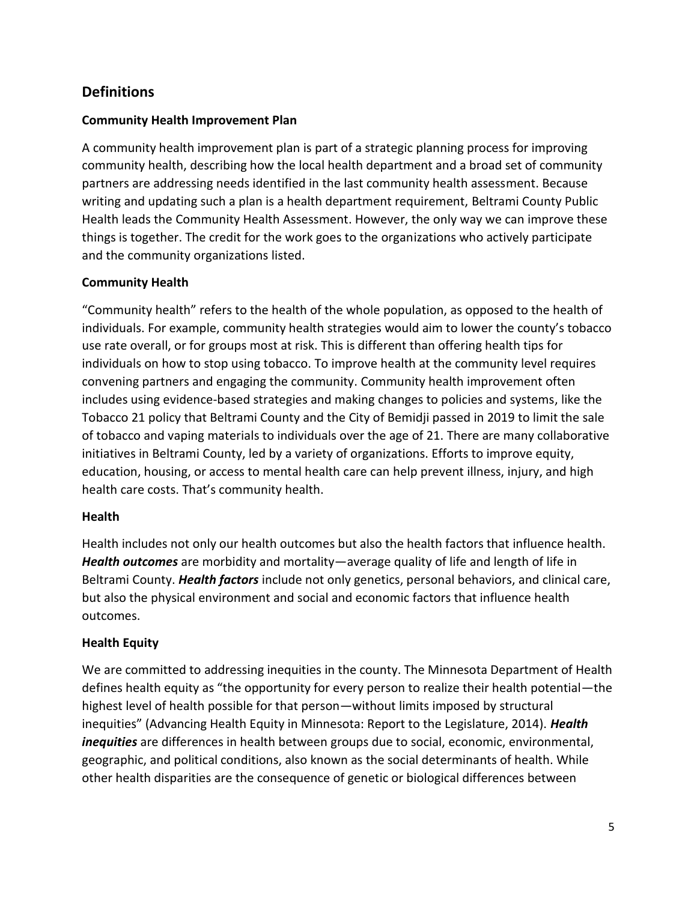## Definitions

### Community Health Improvement Plan

A community health improvement plan is part of a strategic planning process for improving community health, describing how the local health department and a broad set of community partners are addressing needs identified in the last community health assessment. Because writing and updating such a plan is a health department requirement, Beltrami County Public Health leads the Community Health Assessment. However, the only way we can improve these things is together. The credit for the work goes to the organizations who actively participate and the community organizations listed.

### Community Health

"Community health" refers to the health of the whole population, as opposed to the health of individuals. For example, community health strategies would aim to lower the county's tobacco use rate overall, or for groups most at risk. This is different than offering health tips for individuals on how to stop using tobacco. To improve health at the community level requires convening partners and engaging the community. Community health improvement often includes using evidence-based strategies and making changes to policies and systems, like the Tobacco 21 policy that Beltrami County and the City of Bemidji passed in 2019 to limit the sale of tobacco and vaping materials to individuals over the age of 21. There are many collaborative initiatives in Beltrami County, led by a variety of organizations. Efforts to improve equity, education, housing, or access to mental health care can help prevent illness, injury, and high health care costs. That's community health.

### Health

Health includes not only our health outcomes but also the health factors that influence health. ***Health outcomes*** are morbidity and mortality—average quality of life and length of life in Beltrami County. ***Health factors*** include not only genetics, personal behaviors, and clinical care, but also the physical environment and social and economic factors that influence health outcomes.

### Health Equity

We are committed to addressing inequities in the county. The Minnesota Department of Health defines health equity as "the opportunity for every person to realize their health potential—the highest level of health possible for that person—without limits imposed by structural inequities" (Advancing Health Equity in Minnesota: Report to the Legislature, 2014). ***Health inequities*** are differences in health between groups due to social, economic, environmental, geographic, and political conditions, also known as the social determinants of health. While other health disparities are the consequence of genetic or biological differences between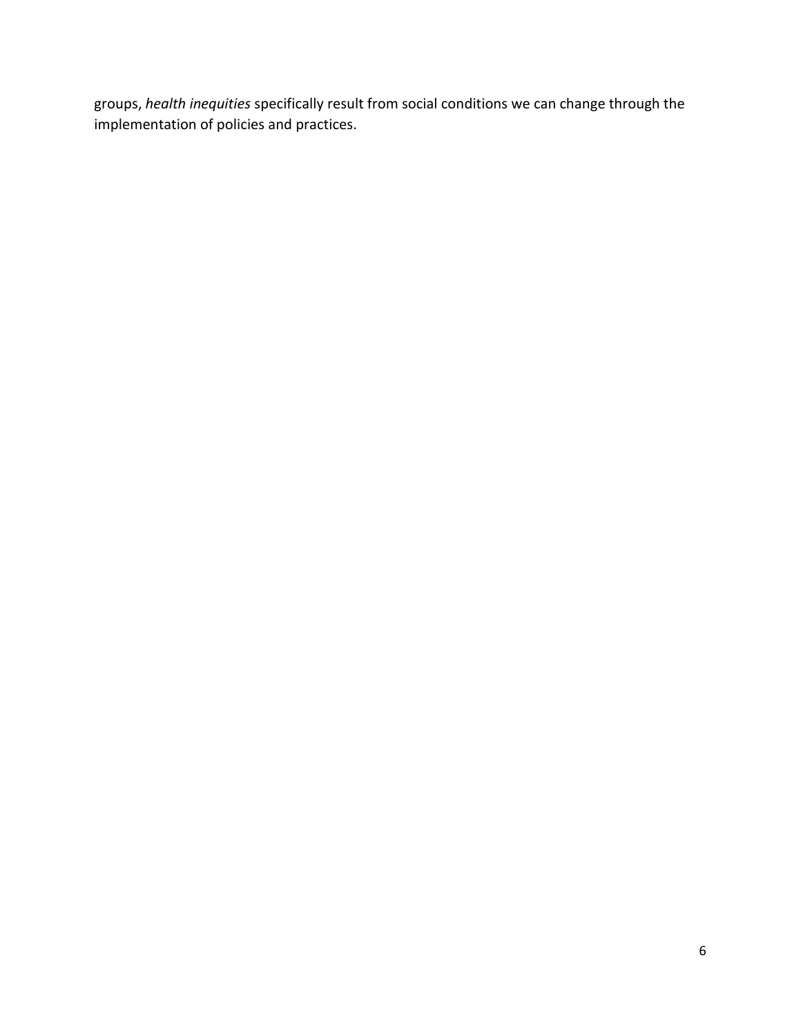groups, *health inequities* specifically result from social conditions we can change through the implementation of policies and practices.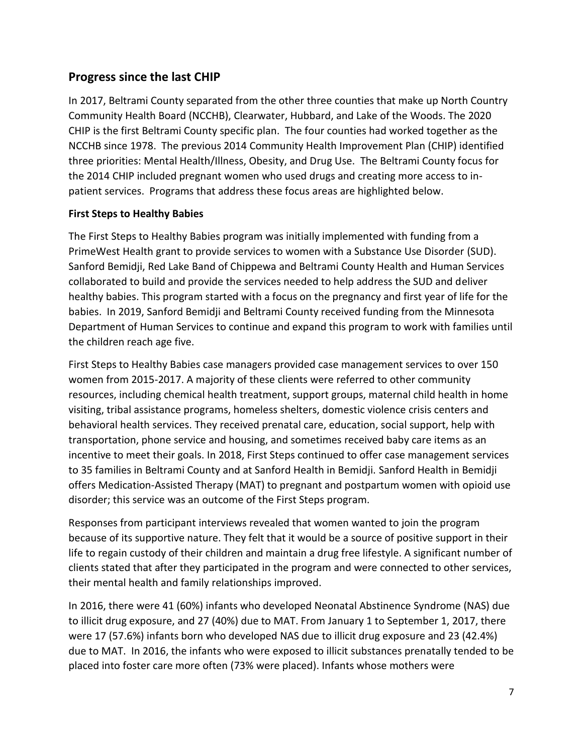## Progress since the last CHIP

In 2017, Beltrami County separated from the other three counties that make up North Country Community Health Board (NCCHB), Clearwater, Hubbard, and Lake of the Woods. The 2020 CHIP is the first Beltrami County specific plan. The four counties had worked together as the NCCHB since 1978. The previous 2014 Community Health Improvement Plan (CHIP) identified three priorities: Mental Health/Illness, Obesity, and Drug Use. The Beltrami County focus for the 2014 CHIP included pregnant women who used drugs and creating more access to in-patient services. Programs that address these focus areas are highlighted below.

### First Steps to Healthy Babies

The First Steps to Healthy Babies program was initially implemented with funding from a PrimeWest Health grant to provide services to women with a Substance Use Disorder (SUD). Sanford Bemidji, Red Lake Band of Chippewa and Beltrami County Health and Human Services collaborated to build and provide the services needed to help address the SUD and deliver healthy babies. This program started with a focus on the pregnancy and first year of life for the babies. In 2019, Sanford Bemidji and Beltrami County received funding from the Minnesota Department of Human Services to continue and expand this program to work with families until the children reach age five.

First Steps to Healthy Babies case managers provided case management services to over 150 women from 2015-2017. A majority of these clients were referred to other community resources, including chemical health treatment, support groups, maternal child health in home visiting, tribal assistance programs, homeless shelters, domestic violence crisis centers and behavioral health services. They received prenatal care, education, social support, help with transportation, phone service and housing, and sometimes received baby care items as an incentive to meet their goals. In 2018, First Steps continued to offer case management services to 35 families in Beltrami County and at Sanford Health in Bemidji. Sanford Health in Bemidji offers Medication-Assisted Therapy (MAT) to pregnant and postpartum women with opioid use disorder; this service was an outcome of the First Steps program.

Responses from participant interviews revealed that women wanted to join the program because of its supportive nature. They felt that it would be a source of positive support in their life to regain custody of their children and maintain a drug free lifestyle. A significant number of clients stated that after they participated in the program and were connected to other services, their mental health and family relationships improved.

In 2016, there were 41 (60%) infants who developed Neonatal Abstinence Syndrome (NAS) due to illicit drug exposure, and 27 (40%) due to MAT. From January 1 to September 1, 2017, there were 17 (57.6%) infants born who developed NAS due to illicit drug exposure and 23 (42.4%) due to MAT. In 2016, the infants who were exposed to illicit substances prenatally tended to be placed into foster care more often (73% were placed). Infants whose mothers were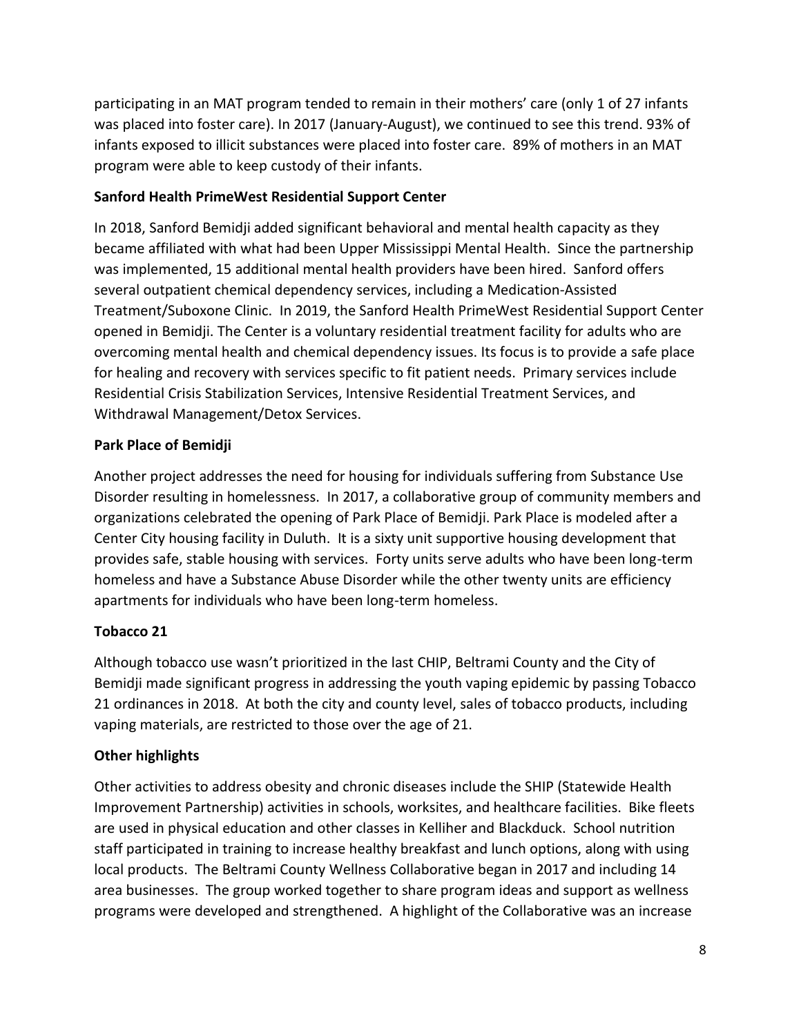participating in an MAT program tended to remain in their mothers' care (only 1 of 27 infants was placed into foster care). In 2017 (January-August), we continued to see this trend. 93% of infants exposed to illicit substances were placed into foster care. 89% of mothers in an MAT program were able to keep custody of their infants.

**Sanford Health PrimeWest Residential Support Center**

In 2018, Sanford Bemidji added significant behavioral and mental health capacity as they became affiliated with what had been Upper Mississippi Mental Health. Since the partnership was implemented, 15 additional mental health providers have been hired. Sanford offers several outpatient chemical dependency services, including a Medication-Assisted Treatment/Suboxone Clinic. In 2019, the Sanford Health PrimeWest Residential Support Center opened in Bemidji. The Center is a voluntary residential treatment facility for adults who are overcoming mental health and chemical dependency issues. Its focus is to provide a safe place for healing and recovery with services specific to fit patient needs. Primary services include Residential Crisis Stabilization Services, Intensive Residential Treatment Services, and Withdrawal Management/Detox Services.

**Park Place of Bemidji**

Another project addresses the need for housing for individuals suffering from Substance Use Disorder resulting in homelessness. In 2017, a collaborative group of community members and organizations celebrated the opening of Park Place of Bemidji. Park Place is modeled after a Center City housing facility in Duluth. It is a sixty unit supportive housing development that provides safe, stable housing with services. Forty units serve adults who have been long-term homeless and have a Substance Abuse Disorder while the other twenty units are efficiency apartments for individuals who have been long-term homeless.

**Tobacco 21**

Although tobacco use wasn't prioritized in the last CHIP, Beltrami County and the City of Bemidji made significant progress in addressing the youth vaping epidemic by passing Tobacco 21 ordinances in 2018. At both the city and county level, sales of tobacco products, including vaping materials, are restricted to those over the age of 21.

**Other highlights**

Other activities to address obesity and chronic diseases include the SHIP (Statewide Health Improvement Partnership) activities in schools, worksites, and healthcare facilities. Bike fleets are used in physical education and other classes in Kelliher and Blackduck. School nutrition staff participated in training to increase healthy breakfast and lunch options, along with using local products. The Beltrami County Wellness Collaborative began in 2017 and including 14 area businesses. The group worked together to share program ideas and support as wellness programs were developed and strengthened. A highlight of the Collaborative was an increase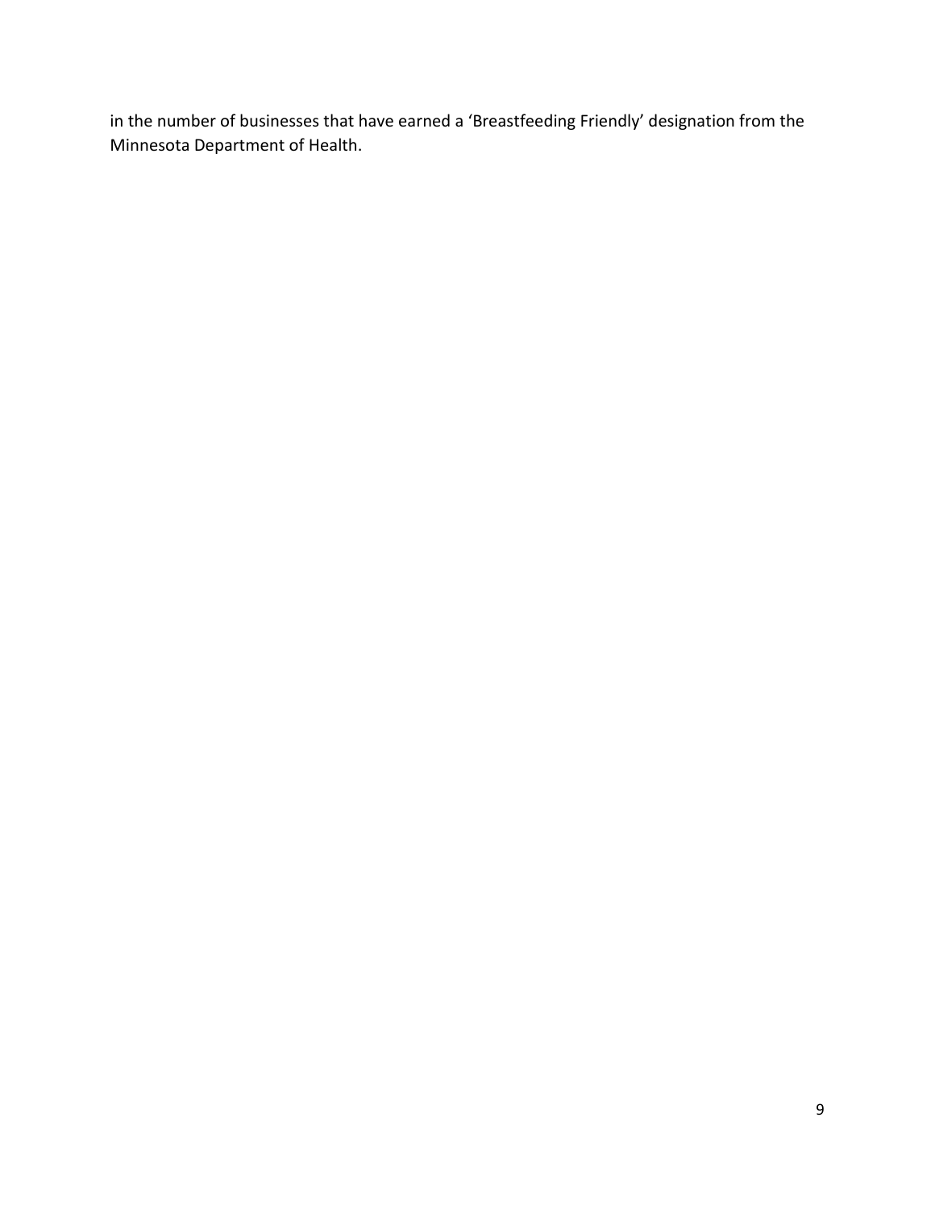in the number of businesses that have earned a 'Breastfeeding Friendly' designation from the Minnesota Department of Health.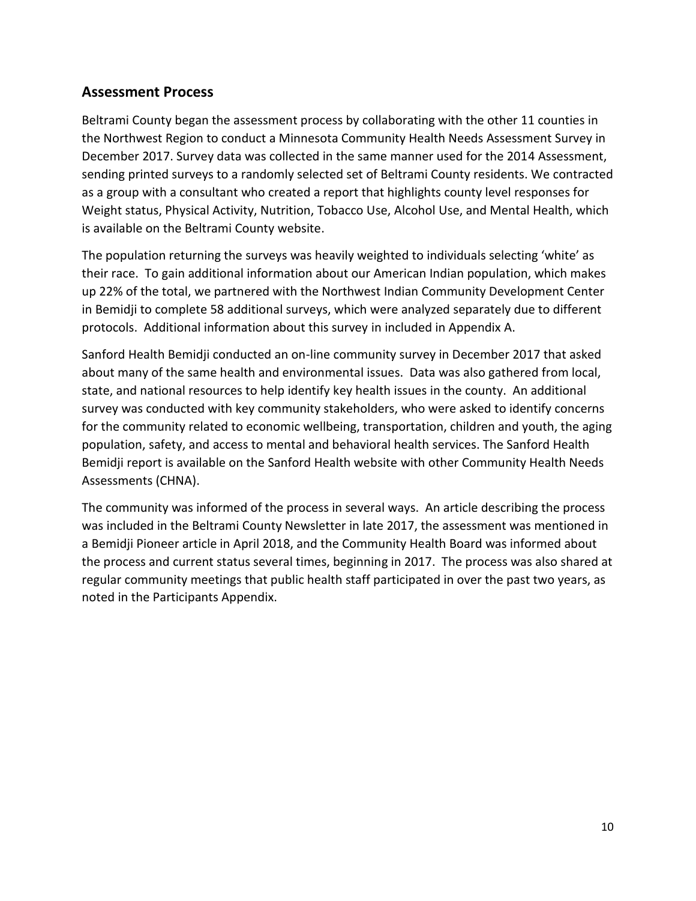## Assessment Process

Beltrami County began the assessment process by collaborating with the other 11 counties in the Northwest Region to conduct a Minnesota Community Health Needs Assessment Survey in December 2017. Survey data was collected in the same manner used for the 2014 Assessment, sending printed surveys to a randomly selected set of Beltrami County residents. We contracted as a group with a consultant who created a report that highlights county level responses for Weight status, Physical Activity, Nutrition, Tobacco Use, Alcohol Use, and Mental Health, which is available on the Beltrami County website.

The population returning the surveys was heavily weighted to individuals selecting 'white' as their race. To gain additional information about our American Indian population, which makes up 22% of the total, we partnered with the Northwest Indian Community Development Center in Bemidji to complete 58 additional surveys, which were analyzed separately due to different protocols. Additional information about this survey in included in Appendix A.

Sanford Health Bemidji conducted an on-line community survey in December 2017 that asked about many of the same health and environmental issues. Data was also gathered from local, state, and national resources to help identify key health issues in the county. An additional survey was conducted with key community stakeholders, who were asked to identify concerns for the community related to economic wellbeing, transportation, children and youth, the aging population, safety, and access to mental and behavioral health services. The Sanford Health Bemidji report is available on the Sanford Health website with other Community Health Needs Assessments (CHNA).

The community was informed of the process in several ways. An article describing the process was included in the Beltrami County Newsletter in late 2017, the assessment was mentioned in a Bemidji Pioneer article in April 2018, and the Community Health Board was informed about the process and current status several times, beginning in 2017. The process was also shared at regular community meetings that public health staff participated in over the past two years, as noted in the Participants Appendix.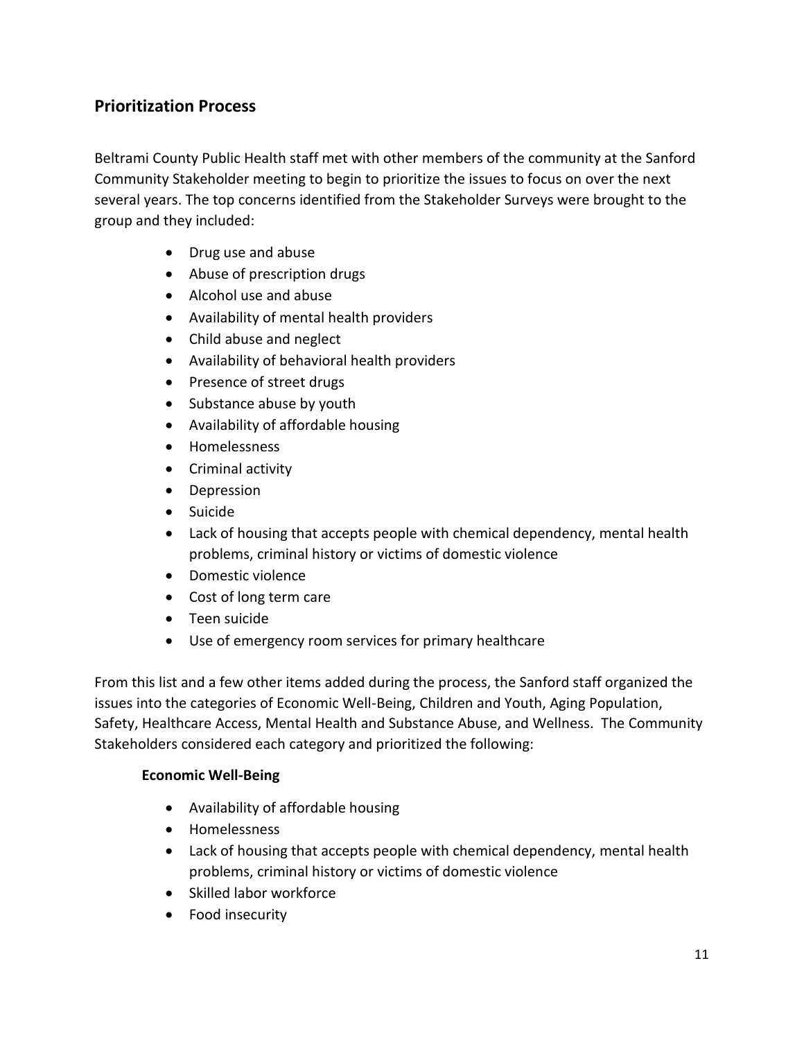## Prioritization Process

Beltrami County Public Health staff met with other members of the community at the Sanford Community Stakeholder meeting to begin to prioritize the issues to focus on over the next several years. The top concerns identified from the Stakeholder Surveys were brought to the group and they included:

- Drug use and abuse
- Abuse of prescription drugs
- Alcohol use and abuse
- Availability of mental health providers
- Child abuse and neglect
- Availability of behavioral health providers
- Presence of street drugs
- Substance abuse by youth
- Availability of affordable housing
- Homelessness
- Criminal activity
- Depression
- Suicide
- Lack of housing that accepts people with chemical dependency, mental health problems, criminal history or victims of domestic violence
- Domestic violence
- Cost of long term care
- Teen suicide
- Use of emergency room services for primary healthcare

From this list and a few other items added during the process, the Sanford staff organized the issues into the categories of Economic Well-Being, Children and Youth, Aging Population, Safety, Healthcare Access, Mental Health and Substance Abuse, and Wellness. The Community Stakeholders considered each category and prioritized the following:

**Economic Well-Being**

- Availability of affordable housing
- Homelessness
- Lack of housing that accepts people with chemical dependency, mental health problems, criminal history or victims of domestic violence
- Skilled labor workforce
- Food insecurity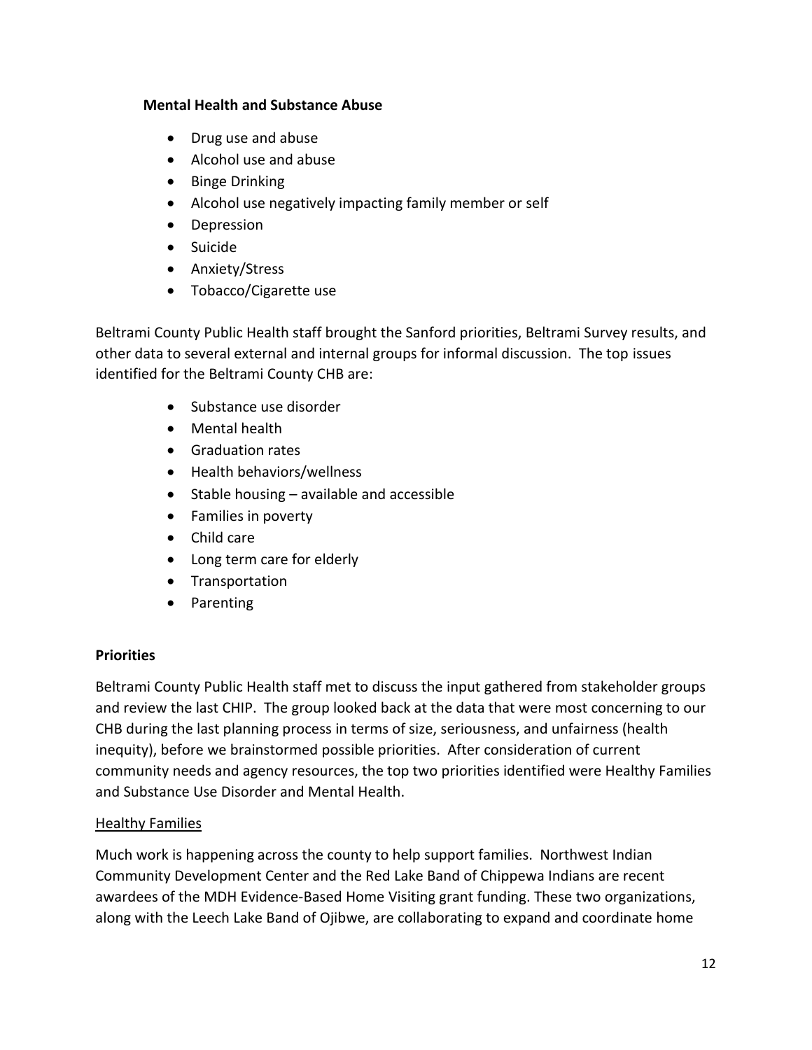**Mental Health and Substance Abuse**

- Drug use and abuse
- Alcohol use and abuse
- Binge Drinking
- Alcohol use negatively impacting family member or self
- Depression
- Suicide
- Anxiety/Stress
- Tobacco/Cigarette use

Beltrami County Public Health staff brought the Sanford priorities, Beltrami Survey results, and other data to several external and internal groups for informal discussion. The top issues identified for the Beltrami County CHB are:

- Substance use disorder
- Mental health
- Graduation rates
- Health behaviors/wellness
- Stable housing – available and accessible
- Families in poverty
- Child care
- Long term care for elderly
- Transportation
- Parenting

## Priorities

Beltrami County Public Health staff met to discuss the input gathered from stakeholder groups and review the last CHIP. The group looked back at the data that were most concerning to our CHB during the last planning process in terms of size, seriousness, and unfairness (health inequity), before we brainstormed possible priorities. After consideration of current community needs and agency resources, the top two priorities identified were Healthy Families and Substance Use Disorder and Mental Health.

### Healthy Families

Much work is happening across the county to help support families. Northwest Indian Community Development Center and the Red Lake Band of Chippewa Indians are recent awardees of the MDH Evidence-Based Home Visiting grant funding. These two organizations, along with the Leech Lake Band of Ojibwe, are collaborating to expand and coordinate home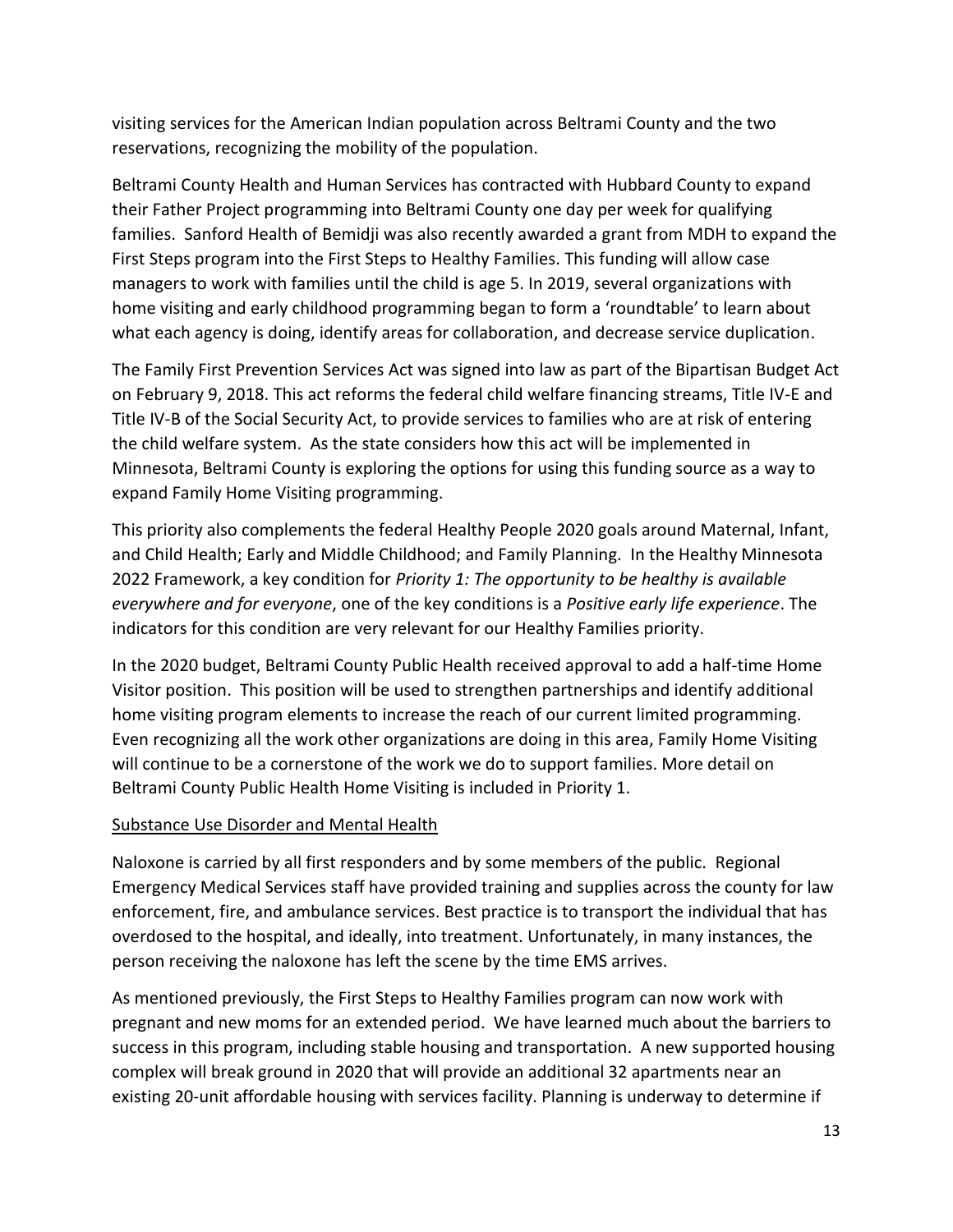visiting services for the American Indian population across Beltrami County and the two reservations, recognizing the mobility of the population.

Beltrami County Health and Human Services has contracted with Hubbard County to expand their Father Project programming into Beltrami County one day per week for qualifying families. Sanford Health of Bemidji was also recently awarded a grant from MDH to expand the First Steps program into the First Steps to Healthy Families. This funding will allow case managers to work with families until the child is age 5. In 2019, several organizations with home visiting and early childhood programming began to form a 'roundtable' to learn about what each agency is doing, identify areas for collaboration, and decrease service duplication.

The Family First Prevention Services Act was signed into law as part of the Bipartisan Budget Act on February 9, 2018. This act reforms the federal child welfare financing streams, Title IV-E and Title IV-B of the Social Security Act, to provide services to families who are at risk of entering the child welfare system. As the state considers how this act will be implemented in Minnesota, Beltrami County is exploring the options for using this funding source as a way to expand Family Home Visiting programming.

This priority also complements the federal Healthy People 2020 goals around Maternal, Infant, and Child Health; Early and Middle Childhood; and Family Planning. In the Healthy Minnesota 2022 Framework, a key condition for *Priority 1: The opportunity to be healthy is available everywhere and for everyone*, one of the key conditions is a *Positive early life experience*. The indicators for this condition are very relevant for our Healthy Families priority.

In the 2020 budget, Beltrami County Public Health received approval to add a half-time Home Visitor position. This position will be used to strengthen partnerships and identify additional home visiting program elements to increase the reach of our current limited programming. Even recognizing all the work other organizations are doing in this area, Family Home Visiting will continue to be a cornerstone of the work we do to support families. More detail on Beltrami County Public Health Home Visiting is included in Priority 1.

<u>Substance Use Disorder and Mental Health</u>

Naloxone is carried by all first responders and by some members of the public. Regional Emergency Medical Services staff have provided training and supplies across the county for law enforcement, fire, and ambulance services. Best practice is to transport the individual that has overdosed to the hospital, and ideally, into treatment. Unfortunately, in many instances, the person receiving the naloxone has left the scene by the time EMS arrives.

As mentioned previously, the First Steps to Healthy Families program can now work with pregnant and new moms for an extended period. We have learned much about the barriers to success in this program, including stable housing and transportation. A new supported housing complex will break ground in 2020 that will provide an additional 32 apartments near an existing 20-unit affordable housing with services facility. Planning is underway to determine if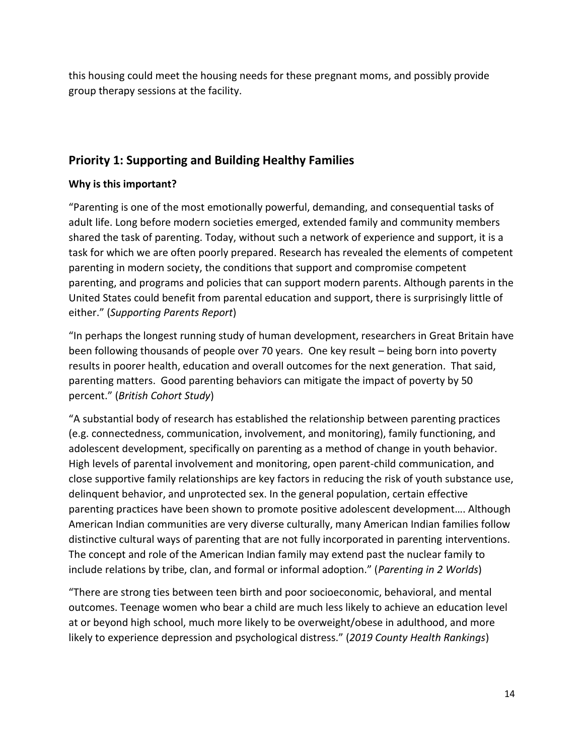this housing could meet the housing needs for these pregnant moms, and possibly provide group therapy sessions at the facility.

## Priority 1: Supporting and Building Healthy Families

**Why is this important?**

"Parenting is one of the most emotionally powerful, demanding, and consequential tasks of adult life. Long before modern societies emerged, extended family and community members shared the task of parenting. Today, without such a network of experience and support, it is a task for which we are often poorly prepared. Research has revealed the elements of competent parenting in modern society, the conditions that support and compromise competent parenting, and programs and policies that can support modern parents. Although parents in the United States could benefit from parental education and support, there is surprisingly little of either." (*Supporting Parents Report*)

"In perhaps the longest running study of human development, researchers in Great Britain have been following thousands of people over 70 years. One key result – being born into poverty results in poorer health, education and overall outcomes for the next generation. That said, parenting matters. Good parenting behaviors can mitigate the impact of poverty by 50 percent." (*British Cohort Study*)

"A substantial body of research has established the relationship between parenting practices (e.g. connectedness, communication, involvement, and monitoring), family functioning, and adolescent development, specifically on parenting as a method of change in youth behavior. High levels of parental involvement and monitoring, open parent-child communication, and close supportive family relationships are key factors in reducing the risk of youth substance use, delinquent behavior, and unprotected sex. In the general population, certain effective parenting practices have been shown to promote positive adolescent development…. Although American Indian communities are very diverse culturally, many American Indian families follow distinctive cultural ways of parenting that are not fully incorporated in parenting interventions. The concept and role of the American Indian family may extend past the nuclear family to include relations by tribe, clan, and formal or informal adoption." (*Parenting in 2 Worlds*)

"There are strong ties between teen birth and poor socioeconomic, behavioral, and mental outcomes. Teenage women who bear a child are much less likely to achieve an education level at or beyond high school, much more likely to be overweight/obese in adulthood, and more likely to experience depression and psychological distress." (*2019 County Health Rankings*)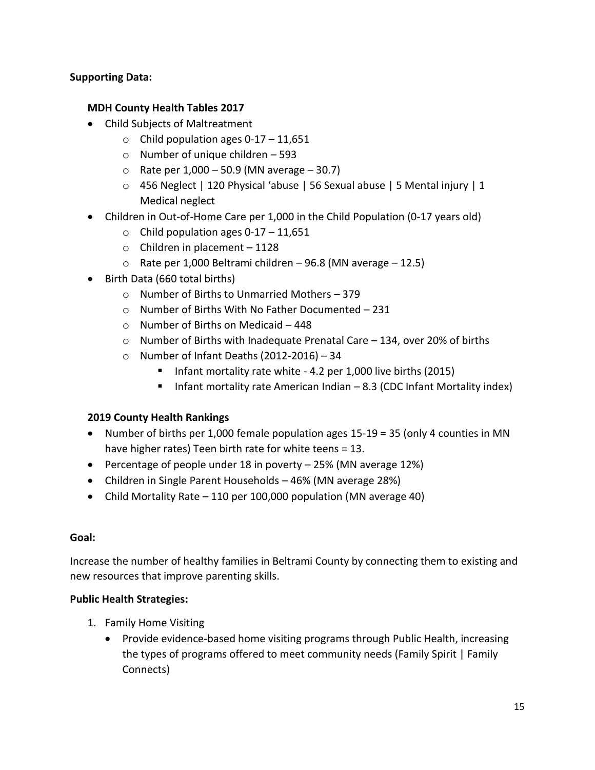**Supporting Data:**

**MDH County Health Tables 2017**

- Child Subjects of Maltreatment
  - Child population ages 0-17 – 11,651
  - Number of unique children – 593
  - Rate per 1,000 – 50.9 (MN average – 30.7)
  - 456 Neglect | 120 Physical 'abuse | 56 Sexual abuse | 5 Mental injury | 1 Medical neglect
- Children in Out-of-Home Care per 1,000 in the Child Population (0-17 years old)
  - Child population ages 0-17 – 11,651
  - Children in placement – 1128
  - Rate per 1,000 Beltrami children – 96.8 (MN average – 12.5)
- Birth Data (660 total births)
  - Number of Births to Unmarried Mothers – 379
  - Number of Births With No Father Documented – 231
  - Number of Births on Medicaid – 448
  - Number of Births with Inadequate Prenatal Care – 134, over 20% of births
  - Number of Infant Deaths (2012-2016) – 34
    - Infant mortality rate white - 4.2 per 1,000 live births (2015)
    - Infant mortality rate American Indian – 8.3 (CDC Infant Mortality index)

**2019 County Health Rankings**

- Number of births per 1,000 female population ages 15-19 = 35 (only 4 counties in MN have higher rates) Teen birth rate for white teens = 13.
- Percentage of people under 18 in poverty – 25% (MN average 12%)
- Children in Single Parent Households – 46% (MN average 28%)
- Child Mortality Rate – 110 per 100,000 population (MN average 40)

**Goal:**

Increase the number of healthy families in Beltrami County by connecting them to existing and new resources that improve parenting skills.

**Public Health Strategies:**

1. Family Home Visiting
   - Provide evidence-based home visiting programs through Public Health, increasing the types of programs offered to meet community needs (Family Spirit | Family Connects)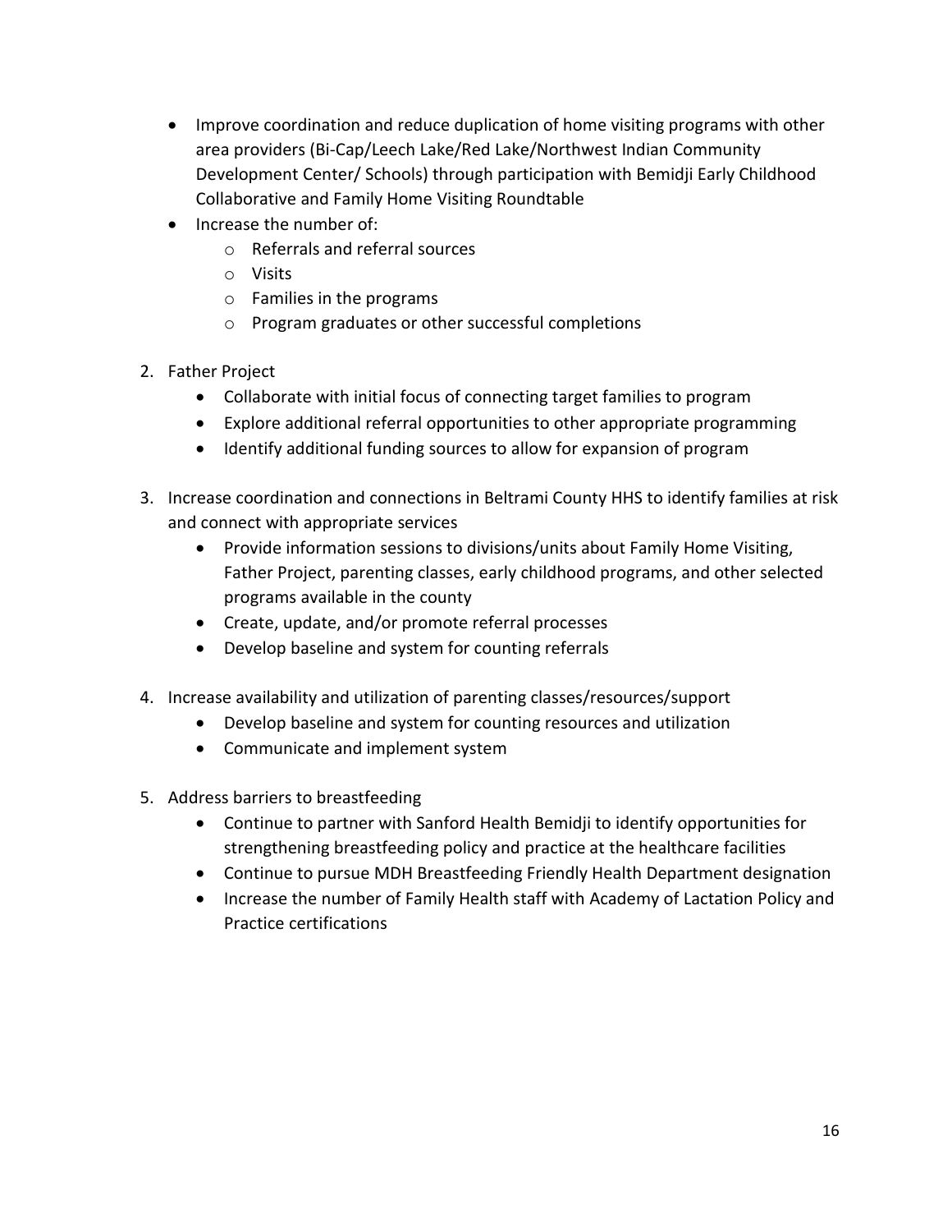- Improve coordination and reduce duplication of home visiting programs with other area providers (Bi-Cap/Leech Lake/Red Lake/Northwest Indian Community Development Center/ Schools) through participation with Bemidji Early Childhood Collaborative and Family Home Visiting Roundtable
- Increase the number of:
  - Referrals and referral sources
  - Visits
  - Families in the programs
  - Program graduates or other successful completions

2. Father Project
   - Collaborate with initial focus of connecting target families to program
   - Explore additional referral opportunities to other appropriate programming
   - Identify additional funding sources to allow for expansion of program

3. Increase coordination and connections in Beltrami County HHS to identify families at risk and connect with appropriate services
   - Provide information sessions to divisions/units about Family Home Visiting, Father Project, parenting classes, early childhood programs, and other selected programs available in the county
   - Create, update, and/or promote referral processes
   - Develop baseline and system for counting referrals

4. Increase availability and utilization of parenting classes/resources/support
   - Develop baseline and system for counting resources and utilization
   - Communicate and implement system

5. Address barriers to breastfeeding
   - Continue to partner with Sanford Health Bemidji to identify opportunities for strengthening breastfeeding policy and practice at the healthcare facilities
   - Continue to pursue MDH Breastfeeding Friendly Health Department designation
   - Increase the number of Family Health staff with Academy of Lactation Policy and Practice certifications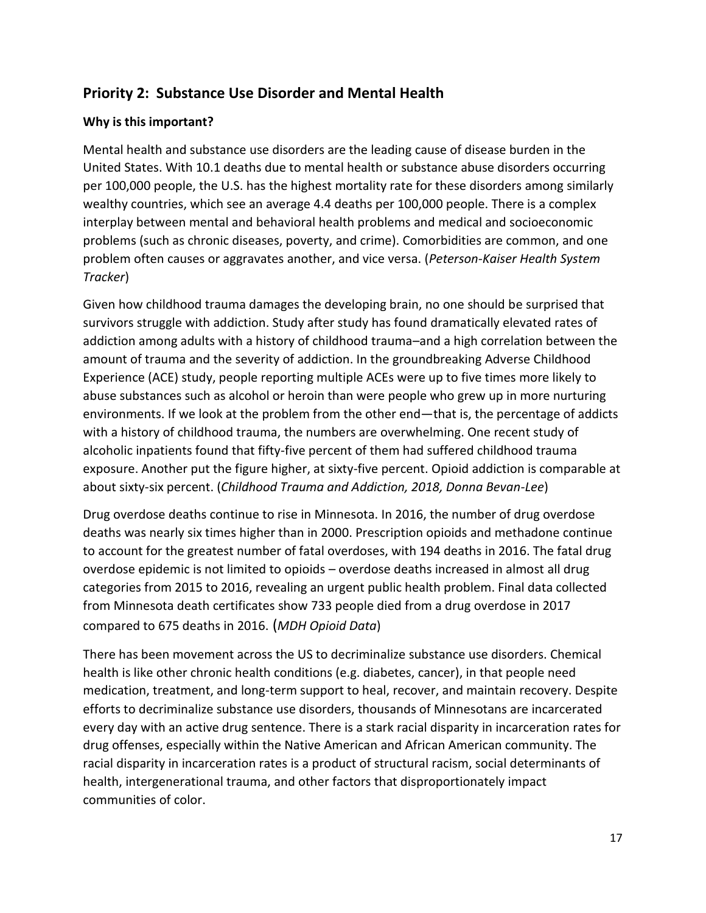## Priority 2: Substance Use Disorder and Mental Health

### Why is this important?

Mental health and substance use disorders are the leading cause of disease burden in the United States. With 10.1 deaths due to mental health or substance abuse disorders occurring per 100,000 people, the U.S. has the highest mortality rate for these disorders among similarly wealthy countries, which see an average 4.4 deaths per 100,000 people. There is a complex interplay between mental and behavioral health problems and medical and socioeconomic problems (such as chronic diseases, poverty, and crime). Comorbidities are common, and one problem often causes or aggravates another, and vice versa. (*Peterson-Kaiser Health System Tracker*)

Given how childhood trauma damages the developing brain, no one should be surprised that survivors struggle with addiction. Study after study has found dramatically elevated rates of addiction among adults with a history of childhood trauma–and a high correlation between the amount of trauma and the severity of addiction. In the groundbreaking Adverse Childhood Experience (ACE) study, people reporting multiple ACEs were up to five times more likely to abuse substances such as alcohol or heroin than were people who grew up in more nurturing environments. If we look at the problem from the other end—that is, the percentage of addicts with a history of childhood trauma, the numbers are overwhelming. One recent study of alcoholic inpatients found that fifty-five percent of them had suffered childhood trauma exposure. Another put the figure higher, at sixty-five percent. Opioid addiction is comparable at about sixty-six percent. (*Childhood Trauma and Addiction, 2018, Donna Bevan-Lee*)

Drug overdose deaths continue to rise in Minnesota. In 2016, the number of drug overdose deaths was nearly six times higher than in 2000. Prescription opioids and methadone continue to account for the greatest number of fatal overdoses, with 194 deaths in 2016. The fatal drug overdose epidemic is not limited to opioids – overdose deaths increased in almost all drug categories from 2015 to 2016, revealing an urgent public health problem. Final data collected from Minnesota death certificates show 733 people died from a drug overdose in 2017 compared to 675 deaths in 2016. (*MDH Opioid Data*)

There has been movement across the US to decriminalize substance use disorders. Chemical health is like other chronic health conditions (e.g. diabetes, cancer), in that people need medication, treatment, and long-term support to heal, recover, and maintain recovery. Despite efforts to decriminalize substance use disorders, thousands of Minnesotans are incarcerated every day with an active drug sentence. There is a stark racial disparity in incarceration rates for drug offenses, especially within the Native American and African American community. The racial disparity in incarceration rates is a product of structural racism, social determinants of health, intergenerational trauma, and other factors that disproportionately impact communities of color.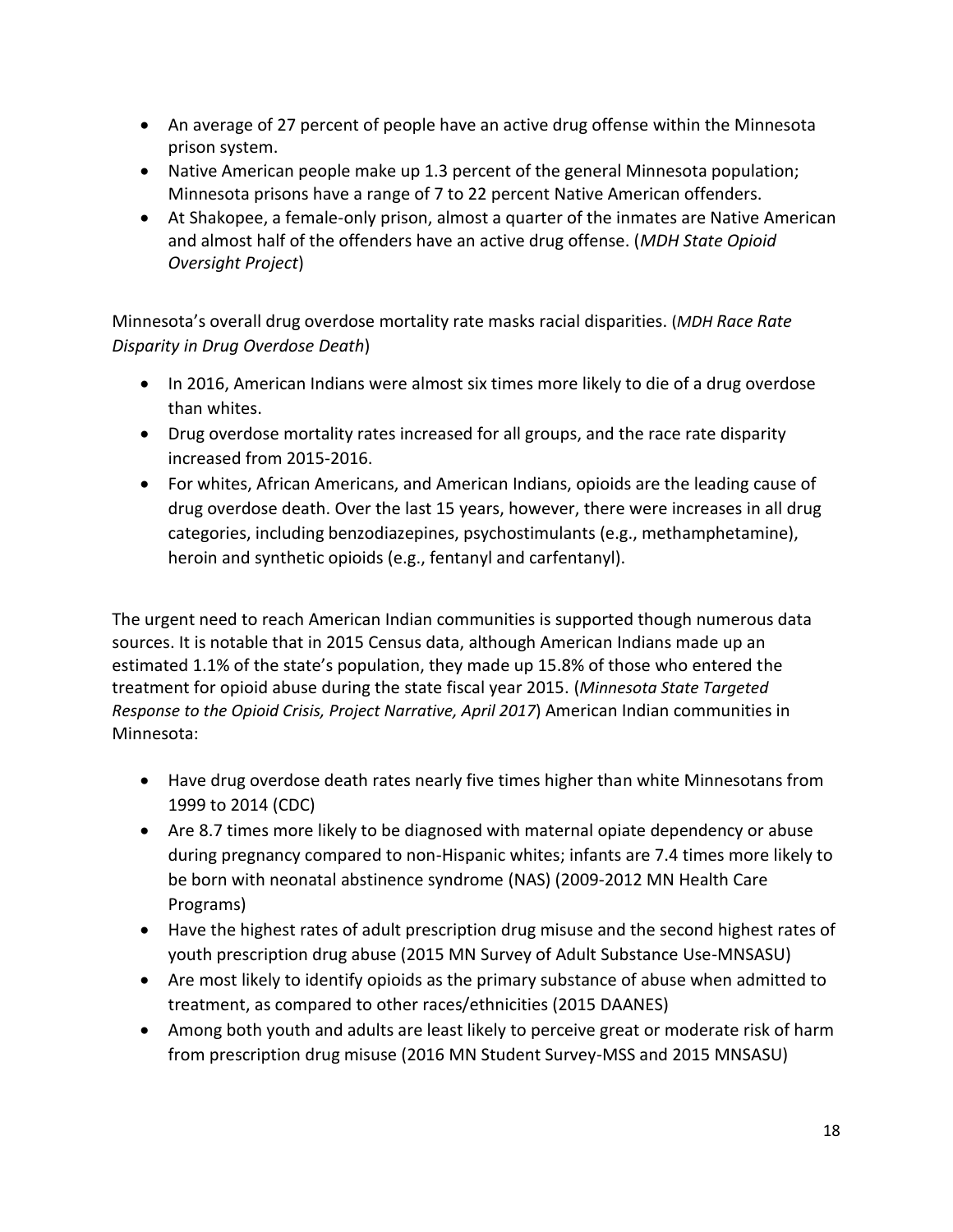- An average of 27 percent of people have an active drug offense within the Minnesota prison system.
- Native American people make up 1.3 percent of the general Minnesota population; Minnesota prisons have a range of 7 to 22 percent Native American offenders.
- At Shakopee, a female-only prison, almost a quarter of the inmates are Native American and almost half of the offenders have an active drug offense. (*MDH State Opioid Oversight Project*)

Minnesota's overall drug overdose mortality rate masks racial disparities. (*MDH Race Rate Disparity in Drug Overdose Death*)

- In 2016, American Indians were almost six times more likely to die of a drug overdose than whites.
- Drug overdose mortality rates increased for all groups, and the race rate disparity increased from 2015-2016.
- For whites, African Americans, and American Indians, opioids are the leading cause of drug overdose death. Over the last 15 years, however, there were increases in all drug categories, including benzodiazepines, psychostimulants (e.g., methamphetamine), heroin and synthetic opioids (e.g., fentanyl and carfentanyl).

The urgent need to reach American Indian communities is supported though numerous data sources. It is notable that in 2015 Census data, although American Indians made up an estimated 1.1% of the state's population, they made up 15.8% of those who entered the treatment for opioid abuse during the state fiscal year 2015. (*Minnesota State Targeted Response to the Opioid Crisis, Project Narrative, April 2017*) American Indian communities in Minnesota:

- Have drug overdose death rates nearly five times higher than white Minnesotans from 1999 to 2014 (CDC)
- Are 8.7 times more likely to be diagnosed with maternal opiate dependency or abuse during pregnancy compared to non-Hispanic whites; infants are 7.4 times more likely to be born with neonatal abstinence syndrome (NAS) (2009-2012 MN Health Care Programs)
- Have the highest rates of adult prescription drug misuse and the second highest rates of youth prescription drug abuse (2015 MN Survey of Adult Substance Use-MNSASU)
- Are most likely to identify opioids as the primary substance of abuse when admitted to treatment, as compared to other races/ethnicities (2015 DAANES)
- Among both youth and adults are least likely to perceive great or moderate risk of harm from prescription drug misuse (2016 MN Student Survey-MSS and 2015 MNSASU)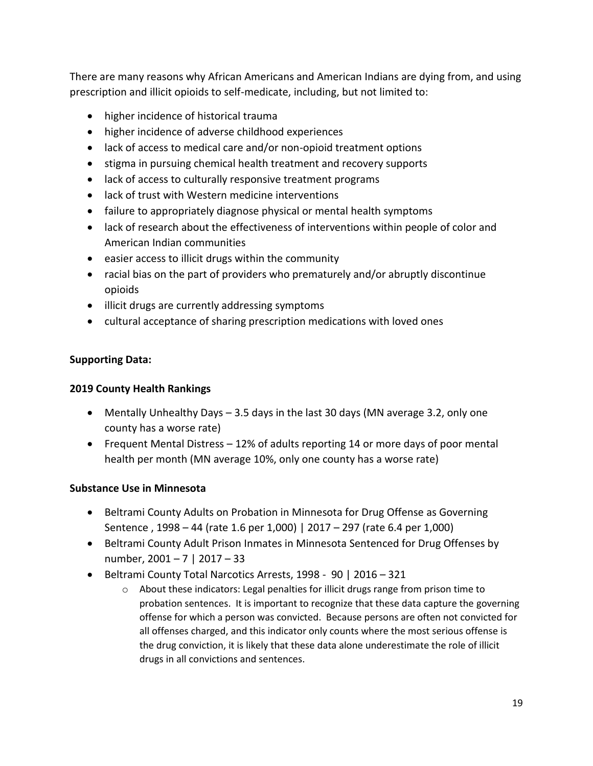There are many reasons why African Americans and American Indians are dying from, and using prescription and illicit opioids to self-medicate, including, but not limited to:

- higher incidence of historical trauma
- higher incidence of adverse childhood experiences
- lack of access to medical care and/or non-opioid treatment options
- stigma in pursuing chemical health treatment and recovery supports
- lack of access to culturally responsive treatment programs
- lack of trust with Western medicine interventions
- failure to appropriately diagnose physical or mental health symptoms
- lack of research about the effectiveness of interventions within people of color and American Indian communities
- easier access to illicit drugs within the community
- racial bias on the part of providers who prematurely and/or abruptly discontinue opioids
- illicit drugs are currently addressing symptoms
- cultural acceptance of sharing prescription medications with loved ones

**Supporting Data:**

**2019 County Health Rankings**

- Mentally Unhealthy Days – 3.5 days in the last 30 days (MN average 3.2, only one county has a worse rate)
- Frequent Mental Distress – 12% of adults reporting 14 or more days of poor mental health per month (MN average 10%, only one county has a worse rate)

**Substance Use in Minnesota**

- Beltrami County Adults on Probation in Minnesota for Drug Offense as Governing Sentence , 1998 – 44 (rate 1.6 per 1,000) | 2017 – 297 (rate 6.4 per 1,000)
- Beltrami County Adult Prison Inmates in Minnesota Sentenced for Drug Offenses by number, 2001 – 7 | 2017 – 33
- Beltrami County Total Narcotics Arrests, 1998 - 90 | 2016 – 321
  - About these indicators: Legal penalties for illicit drugs range from prison time to probation sentences. It is important to recognize that these data capture the governing offense for which a person was convicted. Because persons are often not convicted for all offenses charged, and this indicator only counts where the most serious offense is the drug conviction, it is likely that these data alone underestimate the role of illicit drugs in all convictions and sentences.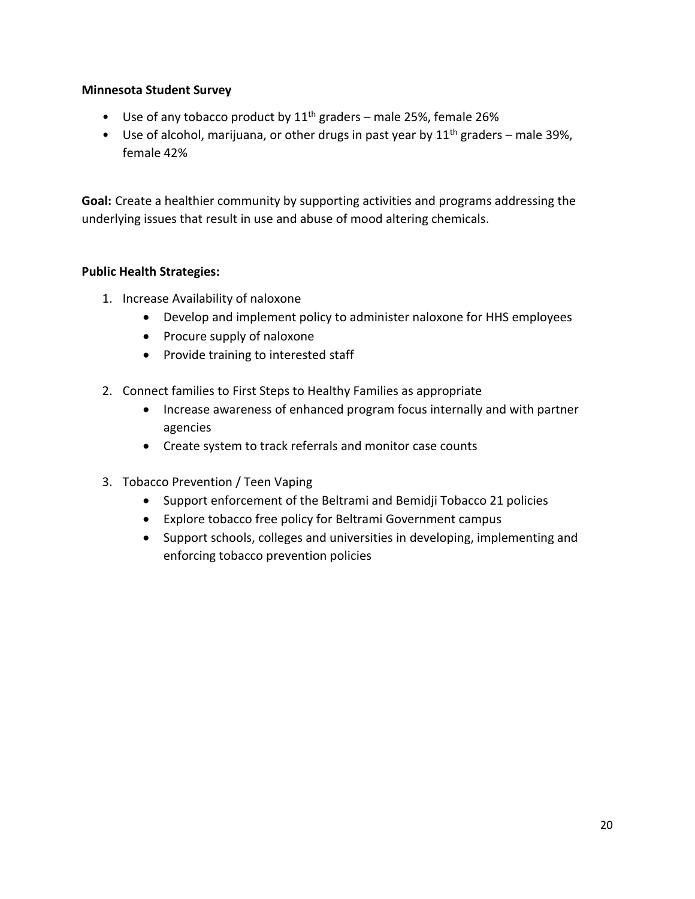**Minnesota Student Survey**

- Use of any tobacco product by 11th graders – male 25%, female 26%
- Use of alcohol, marijuana, or other drugs in past year by 11th graders – male 39%, female 42%

**Goal:** Create a healthier community by supporting activities and programs addressing the underlying issues that result in use and abuse of mood altering chemicals.

**Public Health Strategies:**

1. Increase Availability of naloxone
    - Develop and implement policy to administer naloxone for HHS employees
    - Procure supply of naloxone
    - Provide training to interested staff

2. Connect families to First Steps to Healthy Families as appropriate
    - Increase awareness of enhanced program focus internally and with partner agencies
    - Create system to track referrals and monitor case counts

3. Tobacco Prevention / Teen Vaping
    - Support enforcement of the Beltrami and Bemidji Tobacco 21 policies
    - Explore tobacco free policy for Beltrami Government campus
    - Support schools, colleges and universities in developing, implementing and enforcing tobacco prevention policies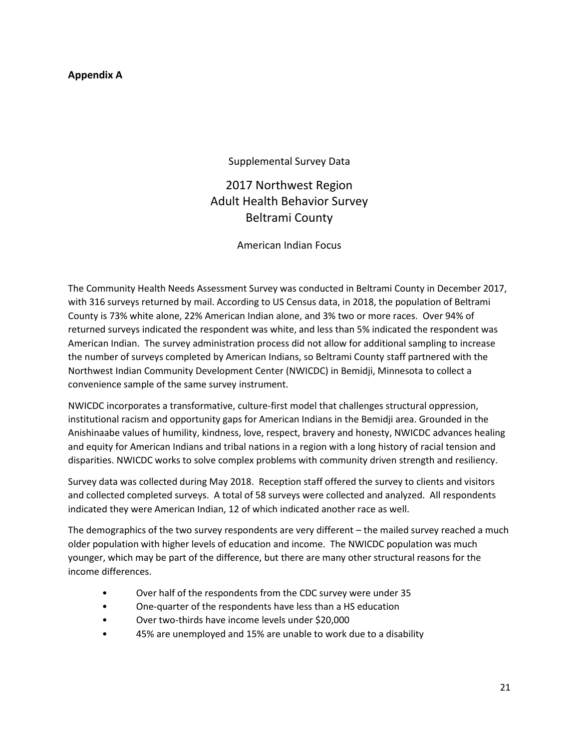**Appendix A**

Supplemental Survey Data

## 2017 Northwest Region
## Adult Health Behavior Survey
## Beltrami County

American Indian Focus

The Community Health Needs Assessment Survey was conducted in Beltrami County in December 2017, with 316 surveys returned by mail. According to US Census data, in 2018, the population of Beltrami County is 73% white alone, 22% American Indian alone, and 3% two or more races. Over 94% of returned surveys indicated the respondent was white, and less than 5% indicated the respondent was American Indian. The survey administration process did not allow for additional sampling to increase the number of surveys completed by American Indians, so Beltrami County staff partnered with the Northwest Indian Community Development Center (NWICDC) in Bemidji, Minnesota to collect a convenience sample of the same survey instrument.

NWICDC incorporates a transformative, culture-first model that challenges structural oppression, institutional racism and opportunity gaps for American Indians in the Bemidji area. Grounded in the Anishinaabe values of humility, kindness, love, respect, bravery and honesty, NWICDC advances healing and equity for American Indians and tribal nations in a region with a long history of racial tension and disparities. NWICDC works to solve complex problems with community driven strength and resiliency.

Survey data was collected during May 2018. Reception staff offered the survey to clients and visitors and collected completed surveys. A total of 58 surveys were collected and analyzed. All respondents indicated they were American Indian, 12 of which indicated another race as well.

The demographics of the two survey respondents are very different – the mailed survey reached a much older population with higher levels of education and income. The NWICDC population was much younger, which may be part of the difference, but there are many other structural reasons for the income differences.

- Over half of the respondents from the CDC survey were under 35
- One-quarter of the respondents have less than a HS education
- Over two-thirds have income levels under $20,000
- 45% are unemployed and 15% are unable to work due to a disability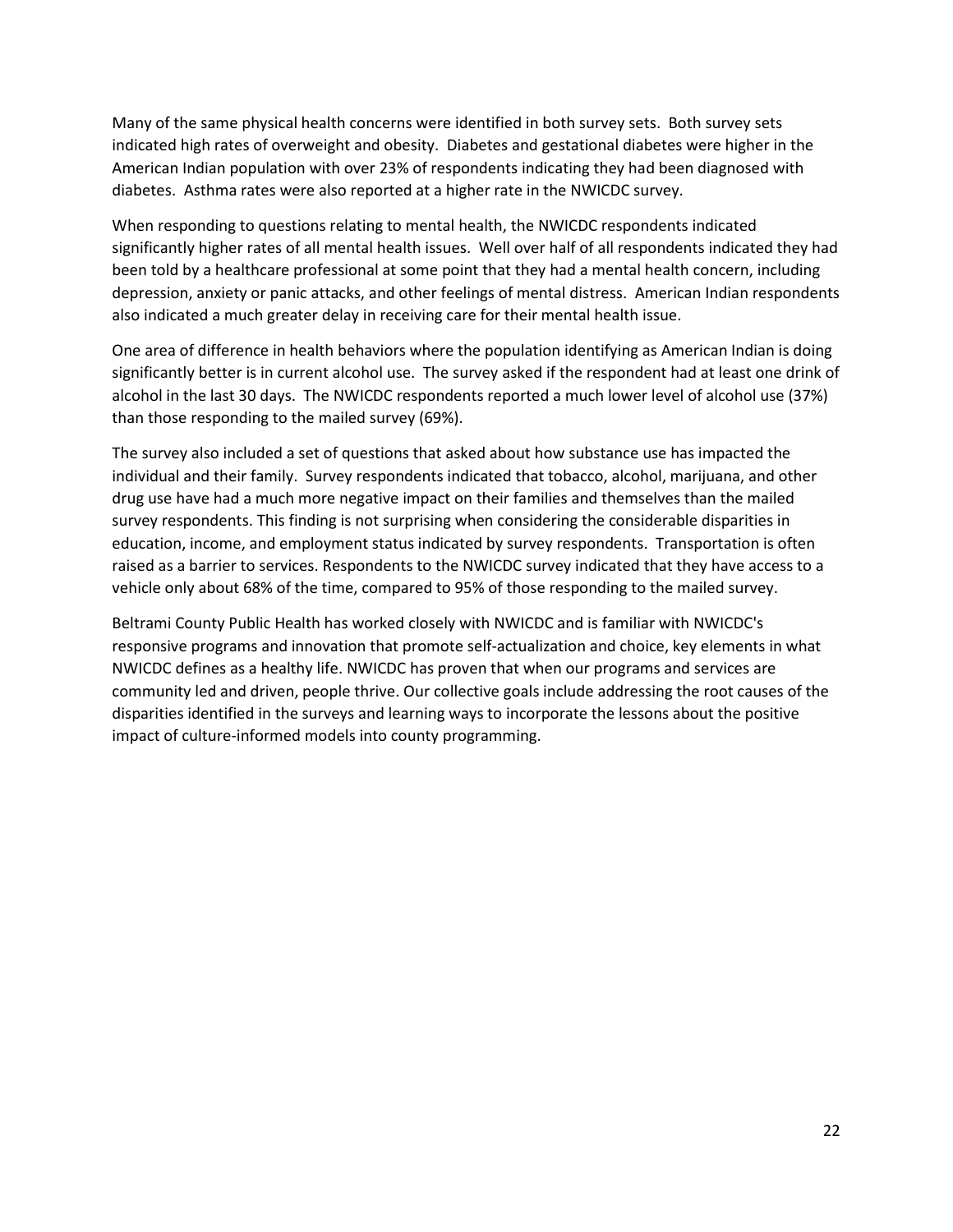Many of the same physical health concerns were identified in both survey sets. Both survey sets indicated high rates of overweight and obesity. Diabetes and gestational diabetes were higher in the American Indian population with over 23% of respondents indicating they had been diagnosed with diabetes. Asthma rates were also reported at a higher rate in the NWICDC survey.

When responding to questions relating to mental health, the NWICDC respondents indicated significantly higher rates of all mental health issues. Well over half of all respondents indicated they had been told by a healthcare professional at some point that they had a mental health concern, including depression, anxiety or panic attacks, and other feelings of mental distress. American Indian respondents also indicated a much greater delay in receiving care for their mental health issue.

One area of difference in health behaviors where the population identifying as American Indian is doing significantly better is in current alcohol use. The survey asked if the respondent had at least one drink of alcohol in the last 30 days. The NWICDC respondents reported a much lower level of alcohol use (37%) than those responding to the mailed survey (69%).

The survey also included a set of questions that asked about how substance use has impacted the individual and their family. Survey respondents indicated that tobacco, alcohol, marijuana, and other drug use have had a much more negative impact on their families and themselves than the mailed survey respondents. This finding is not surprising when considering the considerable disparities in education, income, and employment status indicated by survey respondents. Transportation is often raised as a barrier to services. Respondents to the NWICDC survey indicated that they have access to a vehicle only about 68% of the time, compared to 95% of those responding to the mailed survey.

Beltrami County Public Health has worked closely with NWICDC and is familiar with NWICDC's responsive programs and innovation that promote self-actualization and choice, key elements in what NWICDC defines as a healthy life. NWICDC has proven that when our programs and services are community led and driven, people thrive. Our collective goals include addressing the root causes of the disparities identified in the surveys and learning ways to incorporate the lessons about the positive impact of culture-informed models into county programming.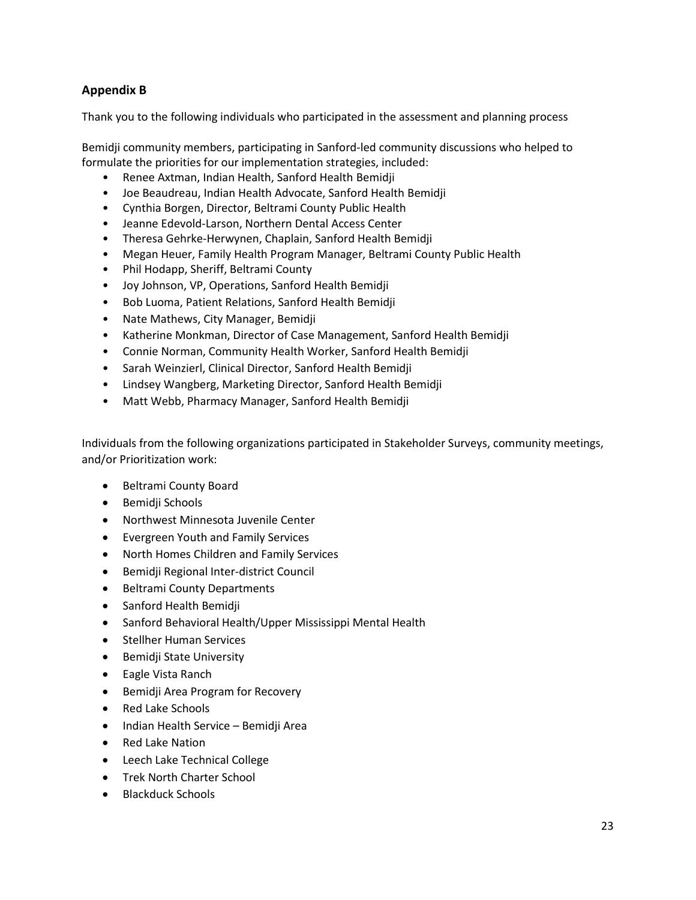## Appendix B

Thank you to the following individuals who participated in the assessment and planning process

Bemidji community members, participating in Sanford-led community discussions who helped to formulate the priorities for our implementation strategies, included:

- Renee Axtman, Indian Health, Sanford Health Bemidji
- Joe Beaudreau, Indian Health Advocate, Sanford Health Bemidji
- Cynthia Borgen, Director, Beltrami County Public Health
- Jeanne Edevold-Larson, Northern Dental Access Center
- Theresa Gehrke-Herwynen, Chaplain, Sanford Health Bemidji
- Megan Heuer, Family Health Program Manager, Beltrami County Public Health
- Phil Hodapp, Sheriff, Beltrami County
- Joy Johnson, VP, Operations, Sanford Health Bemidji
- Bob Luoma, Patient Relations, Sanford Health Bemidji
- Nate Mathews, City Manager, Bemidji
- Katherine Monkman, Director of Case Management, Sanford Health Bemidji
- Connie Norman, Community Health Worker, Sanford Health Bemidji
- Sarah Weinzierl, Clinical Director, Sanford Health Bemidji
- Lindsey Wangberg, Marketing Director, Sanford Health Bemidji
- Matt Webb, Pharmacy Manager, Sanford Health Bemidji

Individuals from the following organizations participated in Stakeholder Surveys, community meetings, and/or Prioritization work:

- Beltrami County Board
- Bemidji Schools
- Northwest Minnesota Juvenile Center
- Evergreen Youth and Family Services
- North Homes Children and Family Services
- Bemidji Regional Inter-district Council
- Beltrami County Departments
- Sanford Health Bemidji
- Sanford Behavioral Health/Upper Mississippi Mental Health
- Stellher Human Services
- Bemidji State University
- Eagle Vista Ranch
- Bemidji Area Program for Recovery
- Red Lake Schools
- Indian Health Service – Bemidji Area
- Red Lake Nation
- Leech Lake Technical College
- Trek North Charter School
- Blackduck Schools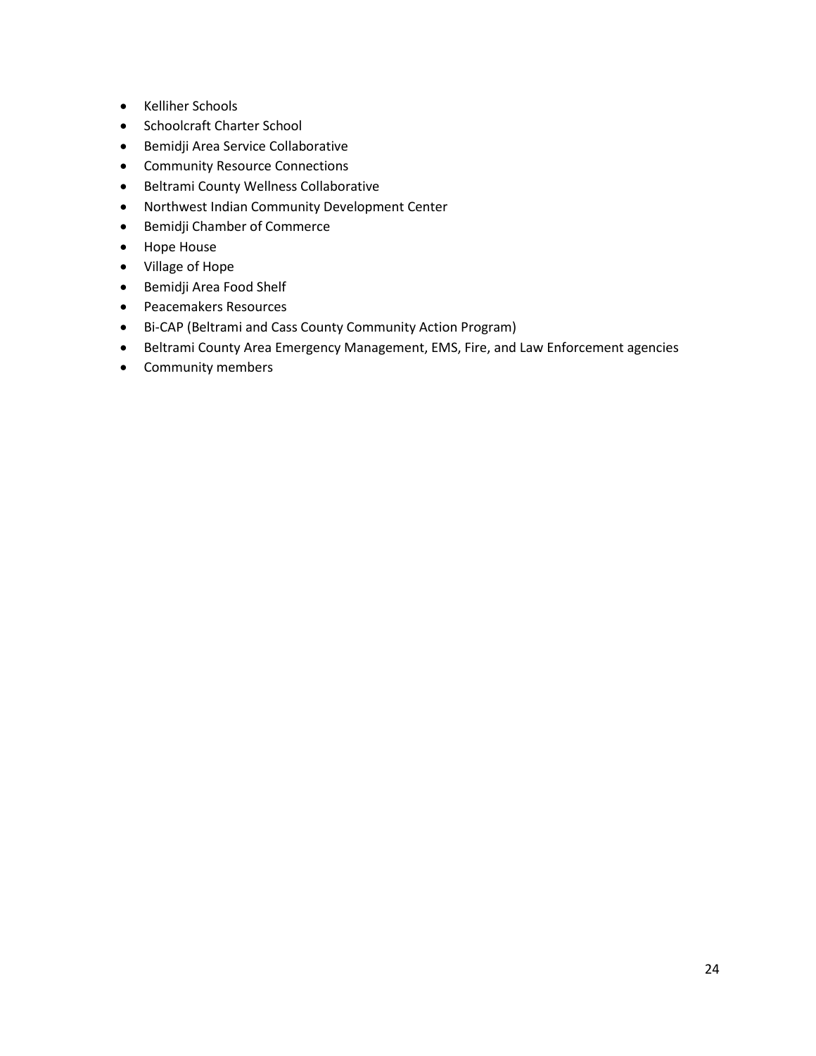- Kelliher Schools
- Schoolcraft Charter School
- Bemidji Area Service Collaborative
- Community Resource Connections
- Beltrami County Wellness Collaborative
- Northwest Indian Community Development Center
- Bemidji Chamber of Commerce
- Hope House
- Village of Hope
- Bemidji Area Food Shelf
- Peacemakers Resources
- Bi-CAP (Beltrami and Cass County Community Action Program)
- Beltrami County Area Emergency Management, EMS, Fire, and Law Enforcement agencies
- Community members